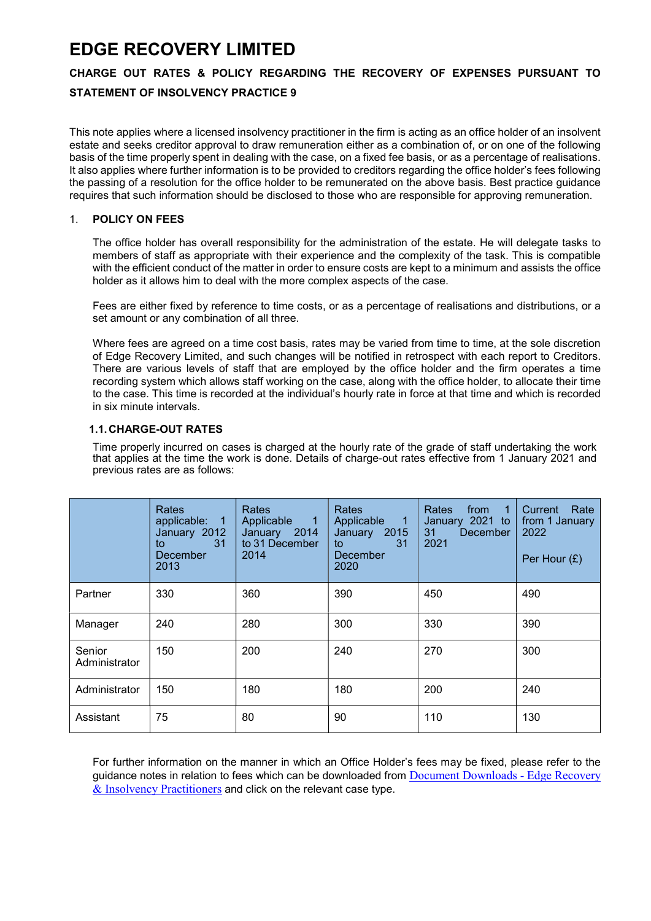# EDGE RECOVERY LIMITED

## CHARGE OUT RATES & POLICY REGARDING THE RECOVERY OF EXPENSES PURSUANT TO STATEMENT OF INSOLVENCY PRACTICE 9

This note applies where a licensed insolvency practitioner in the firm is acting as an office holder of an insolvent estate and seeks creditor approval to draw remuneration either as a combination of, or on one of the following basis of the time properly spent in dealing with the case, on a fixed fee basis, or as a percentage of realisations. It also applies where further information is to be provided to creditors regarding the office holder's fees following the passing of a resolution for the office holder to be remunerated on the above basis. Best practice guidance requires that such information should be disclosed to those who are responsible for approving remuneration.

1. **POLICY ON FEES**

   The office holder has overall responsibility for the administration of the estate. He will delegate tasks to members of staff as appropriate with their experience and the complexity of the task. This is compatible with the efficient conduct of the matter in order to ensure costs are kept to a minimum and assists the office holder as it allows him to deal with the more complex aspects of the case.

   Fees are either fixed by reference to time costs, or as a percentage of realisations and distributions, or a set amount or any combination of all three.

   Where fees are agreed on a time cost basis, rates may be varied from time to time, at the sole discretion of Edge Recovery Limited, and such changes will be notified in retrospect with each report to Creditors. There are various levels of staff that are employed by the office holder and the firm operates a time recording system which allows staff working on the case, along with the office holder, to allocate their time to the case. This time is recorded at the individual's hourly rate in force at that time and which is recorded in six minute intervals.

### 1.1. CHARGE-OUT RATES

Time properly incurred on cases is charged at the hourly rate of the grade of staff undertaking the work that applies at the time the work is done. Details of charge-out rates effective from 1 January 2021 and previous rates are as follows:

| | Rates applicable: 1 January 2012 to 31 December 2013 | Rates Applicable 1 January 2014 to 31 December 2014 | Rates Applicable 1 January 2015 to 31 December 2020 | Rates from 1 January 2021 to 31 December 2021 | Current Rate from 1 January 2022<br><br>Per Hour (£) |
|---|---|---|---|---|---|
| Partner | 330 | 360 | 390 | 450 | 490 |
| Manager | 240 | 280 | 300 | 330 | 390 |
| Senior Administrator | 150 | 200 | 240 | 270 | 300 |
| Administrator | 150 | 180 | 180 | 200 | 240 |
| Assistant | 75 | 80 | 90 | 110 | 130 |

For further information on the manner in which an Office Holder's fees may be fixed, please refer to the guidance notes in relation to fees which can be downloaded from [Document Downloads - Edge Recovery & Insolvency Practitioners] and click on the relevant case type.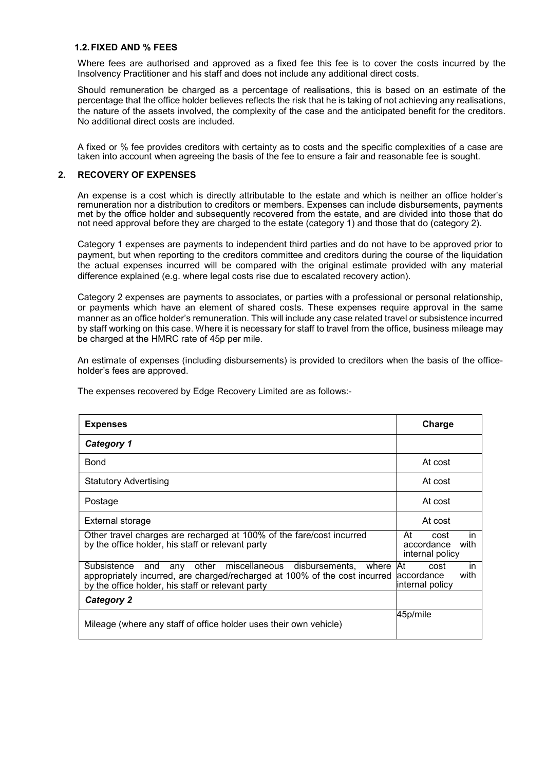### 1.2. FIXED AND % FEES

Where fees are authorised and approved as a fixed fee this fee is to cover the costs incurred by the Insolvency Practitioner and his staff and does not include any additional direct costs.

Should remuneration be charged as a percentage of realisations, this is based on an estimate of the percentage that the office holder believes reflects the risk that he is taking of not achieving any realisations, the nature of the assets involved, the complexity of the case and the anticipated benefit for the creditors. No additional direct costs are included.

A fixed or % fee provides creditors with certainty as to costs and the specific complexities of a case are taken into account when agreeing the basis of the fee to ensure a fair and reasonable fee is sought.

## 2. RECOVERY OF EXPENSES

An expense is a cost which is directly attributable to the estate and which is neither an office holder's remuneration nor a distribution to creditors or members. Expenses can include disbursements, payments met by the office holder and subsequently recovered from the estate, and are divided into those that do not need approval before they are charged to the estate (category 1) and those that do (category 2).

Category 1 expenses are payments to independent third parties and do not have to be approved prior to payment, but when reporting to the creditors committee and creditors during the course of the liquidation the actual expenses incurred will be compared with the original estimate provided with any material difference explained (e.g. where legal costs rise due to escalated recovery action).

Category 2 expenses are payments to associates, or parties with a professional or personal relationship, or payments which have an element of shared costs. These expenses require approval in the same manner as an office holder's remuneration. This will include any case related travel or subsistence incurred by staff working on this case. Where it is necessary for staff to travel from the office, business mileage may be charged at the HMRC rate of 45p per mile.

An estimate of expenses (including disbursements) is provided to creditors when the basis of the office-holder's fees are approved.

The expenses recovered by Edge Recovery Limited are as follows:-

| Expenses | Charge |
|---|---|
| ***Category 1*** | |
| Bond | At cost |
| Statutory Advertising | At cost |
| Postage | At cost |
| External storage | At cost |
| Other travel charges are recharged at 100% of the fare/cost incurred by the office holder, his staff or relevant party | At cost in accordance with internal policy |
| Subsistence and any other miscellaneous disbursements, where appropriately incurred, are charged/recharged at 100% of the cost incurred by the office holder, his staff or relevant party | At cost in accordance with internal policy |
| ***Category 2*** | |
| Mileage (where any staff of office holder uses their own vehicle) | 45p/mile |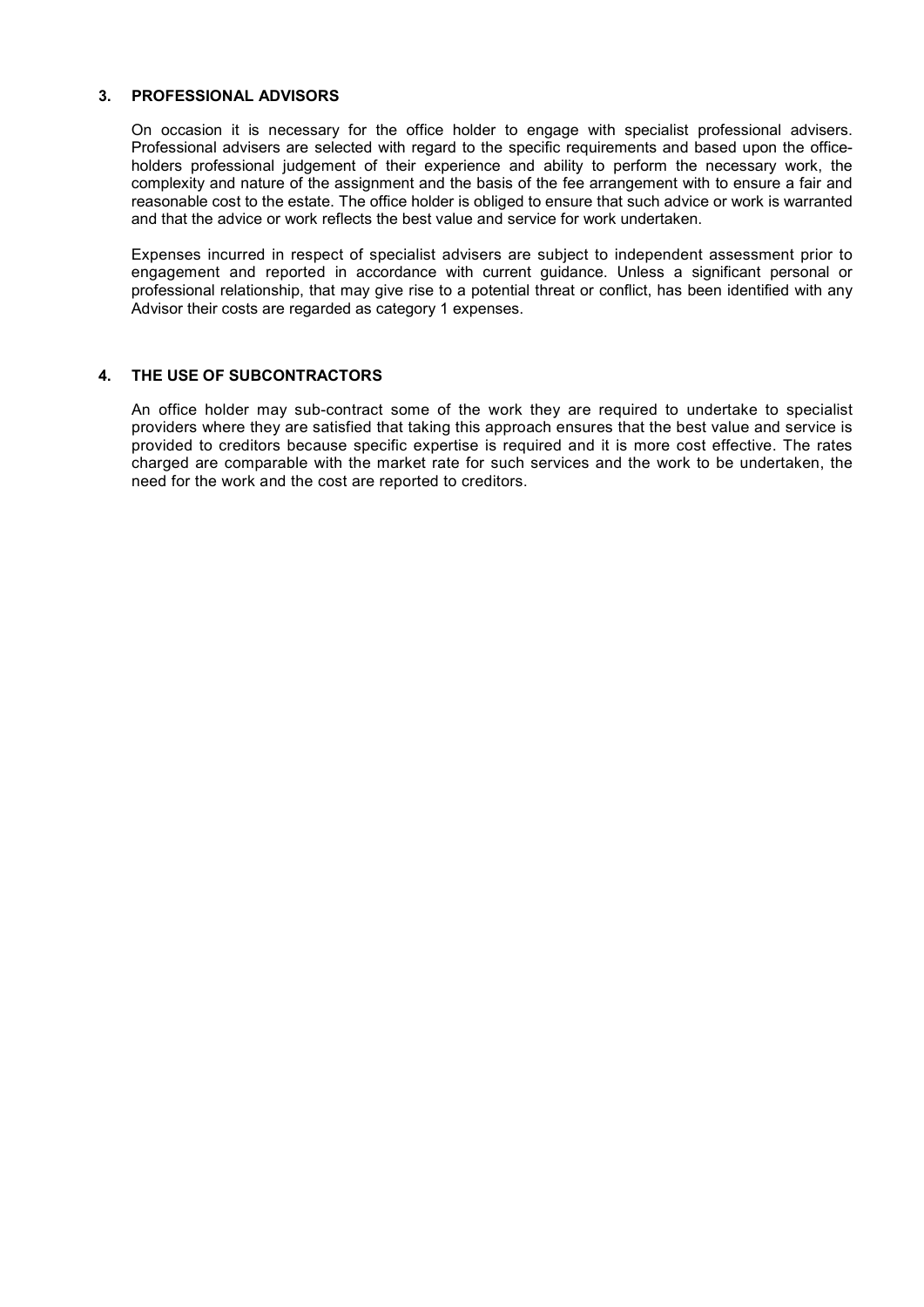## 3. PROFESSIONAL ADVISORS

On occasion it is necessary for the office holder to engage with specialist professional advisers. Professional advisers are selected with regard to the specific requirements and based upon the office-holders professional judgement of their experience and ability to perform the necessary work, the complexity and nature of the assignment and the basis of the fee arrangement with to ensure a fair and reasonable cost to the estate. The office holder is obliged to ensure that such advice or work is warranted and that the advice or work reflects the best value and service for work undertaken.

Expenses incurred in respect of specialist advisers are subject to independent assessment prior to engagement and reported in accordance with current guidance. Unless a significant personal or professional relationship, that may give rise to a potential threat or conflict, has been identified with any Advisor their costs are regarded as category 1 expenses.

## 4. THE USE OF SUBCONTRACTORS

An office holder may sub-contract some of the work they are required to undertake to specialist providers where they are satisfied that taking this approach ensures that the best value and service is provided to creditors because specific expertise is required and it is more cost effective. The rates charged are comparable with the market rate for such services and the work to be undertaken, the need for the work and the cost are reported to creditors.